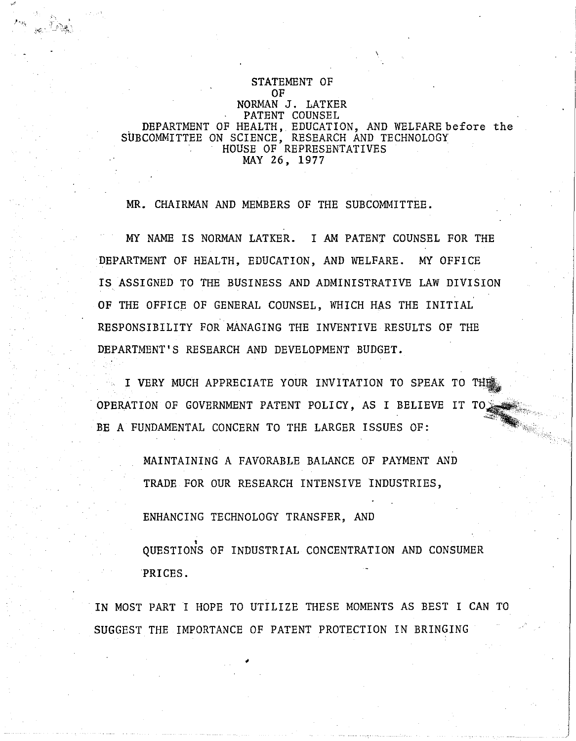STATEMENT OF
OF
NORMAN J. LATKER
PATENT COUNSEL
DEPARTMENT OF HEALTH, EDUCATION, AND WELFARE before the
SUBCOMMITTEE ON SCIENCE, RESEARCH AND TECHNOLOGY
HOUSE OF REPRESENTATIVES
MAY 26, 1977

MR. CHAIRMAN AND MEMBERS OF THE SUBCOMMITTEE.

MY NAME IS NORMAN LATKER. I AM PATENT COUNSEL FOR THE DEPARTMENT OF HEALTH, EDUCATION, AND WELFARE. MY OFFICE IS ASSIGNED TO THE BUSINESS AND ADMINISTRATIVE LAW DIVISION OF THE OFFICE OF GENERAL COUNSEL, WHICH HAS THE INITIAL RESPONSIBILITY FOR MANAGING THE INVENTIVE RESULTS OF THE DEPARTMENT'S RESEARCH AND DEVELOPMENT BUDGET.

I VERY MUCH APPRECIATE YOUR INVITATION TO SPEAK TO THE OPERATION OF GOVERNMENT PATENT POLICY, AS I BELIEVE IT TO BE A FUNDAMENTAL CONCERN TO THE LARGER ISSUES OF:

MAINTAINING A FAVORABLE BALANCE OF PAYMENT AND TRADE FOR OUR RESEARCH INTENSIVE INDUSTRIES,

ENHANCING TECHNOLOGY TRANSFER, AND

QUESTIONS OF INDUSTRIAL CONCENTRATION AND CONSUMER PRICES.

IN MOST PART I HOPE TO UTILIZE THESE MOMENTS AS BEST I CAN TO SUGGEST THE IMPORTANCE OF PATENT PROTECTION IN BRINGING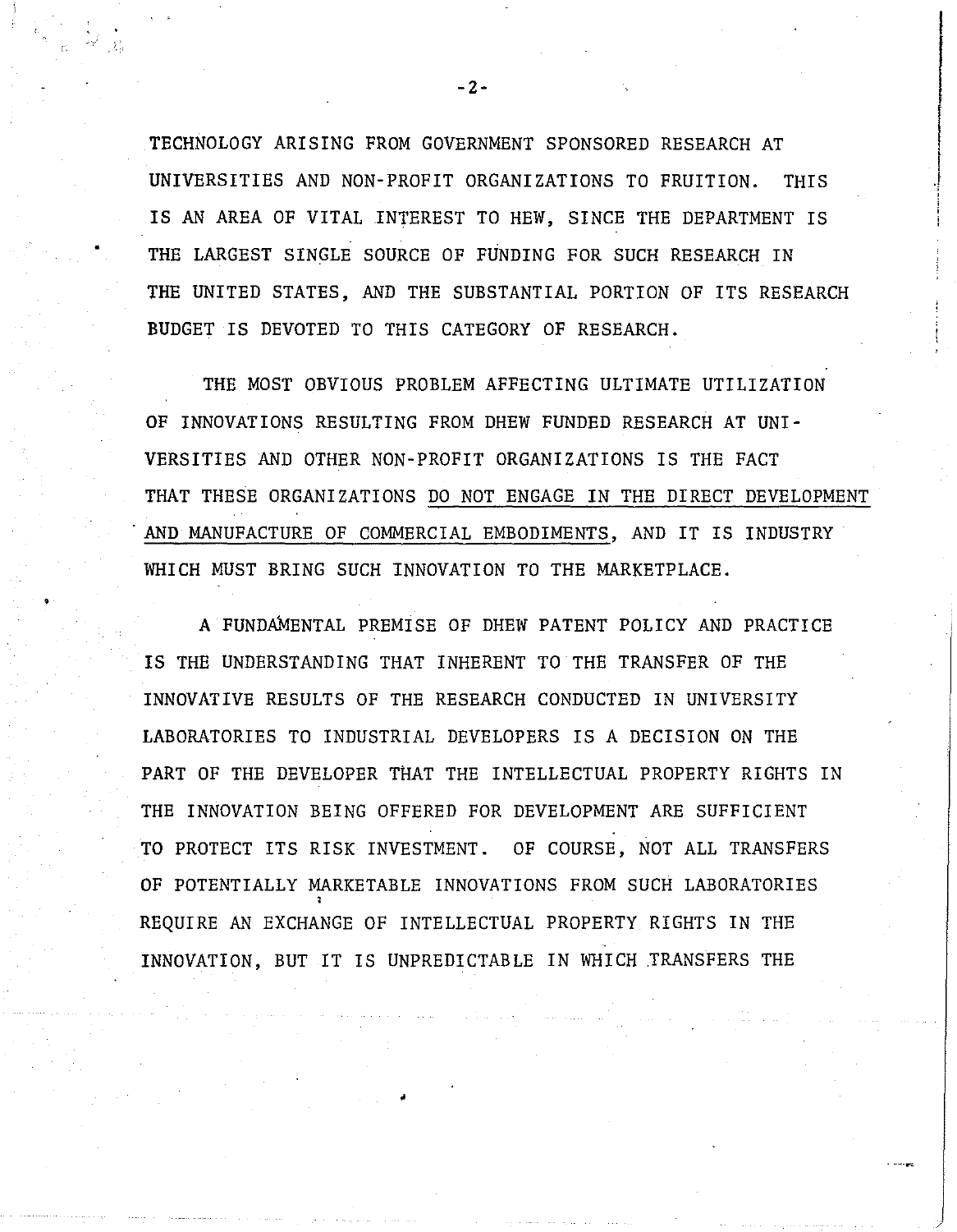TECHNOLOGY ARISING FROM GOVERNMENT SPONSORED RESEARCH AT UNIVERSITIES AND NON-PROFIT ORGANIZATIONS TO FRUITION. THIS IS AN AREA OF VITAL INTEREST TO HEW, SINCE THE DEPARTMENT IS THE LARGEST SINGLE SOURCE OF FUNDING FOR SUCH RESEARCH IN THE UNITED STATES, AND THE SUBSTANTIAL PORTION OF ITS RESEARCH BUDGET IS DEVOTED TO THIS CATEGORY OF RESEARCH.

THE MOST OBVIOUS PROBLEM AFFECTING ULTIMATE UTILIZATION OF INNOVATIONS RESULTING FROM DHEW FUNDED RESEARCH AT UNIVERSITIES AND OTHER NON-PROFIT ORGANIZATIONS IS THE FACT THAT THESE ORGANIZATIONS <u>DO NOT ENGAGE IN THE DIRECT DEVELOPMENT AND MANUFACTURE OF COMMERCIAL EMBODIMENTS</u>, AND IT IS INDUSTRY WHICH MUST BRING SUCH INNOVATION TO THE MARKETPLACE.

A FUNDAMENTAL PREMISE OF DHEW PATENT POLICY AND PRACTICE IS THE UNDERSTANDING THAT INHERENT TO THE TRANSFER OF THE INNOVATIVE RESULTS OF THE RESEARCH CONDUCTED IN UNIVERSITY LABORATORIES TO INDUSTRIAL DEVELOPERS IS A DECISION ON THE PART OF THE DEVELOPER THAT THE INTELLECTUAL PROPERTY RIGHTS IN THE INNOVATION BEING OFFERED FOR DEVELOPMENT ARE SUFFICIENT TO PROTECT ITS RISK INVESTMENT. OF COURSE, NOT ALL TRANSFERS OF POTENTIALLY MARKETABLE INNOVATIONS FROM SUCH LABORATORIES REQUIRE AN EXCHANGE OF INTELLECTUAL PROPERTY RIGHTS IN THE INNOVATION, BUT IT IS UNPREDICTABLE IN WHICH TRANSFERS THE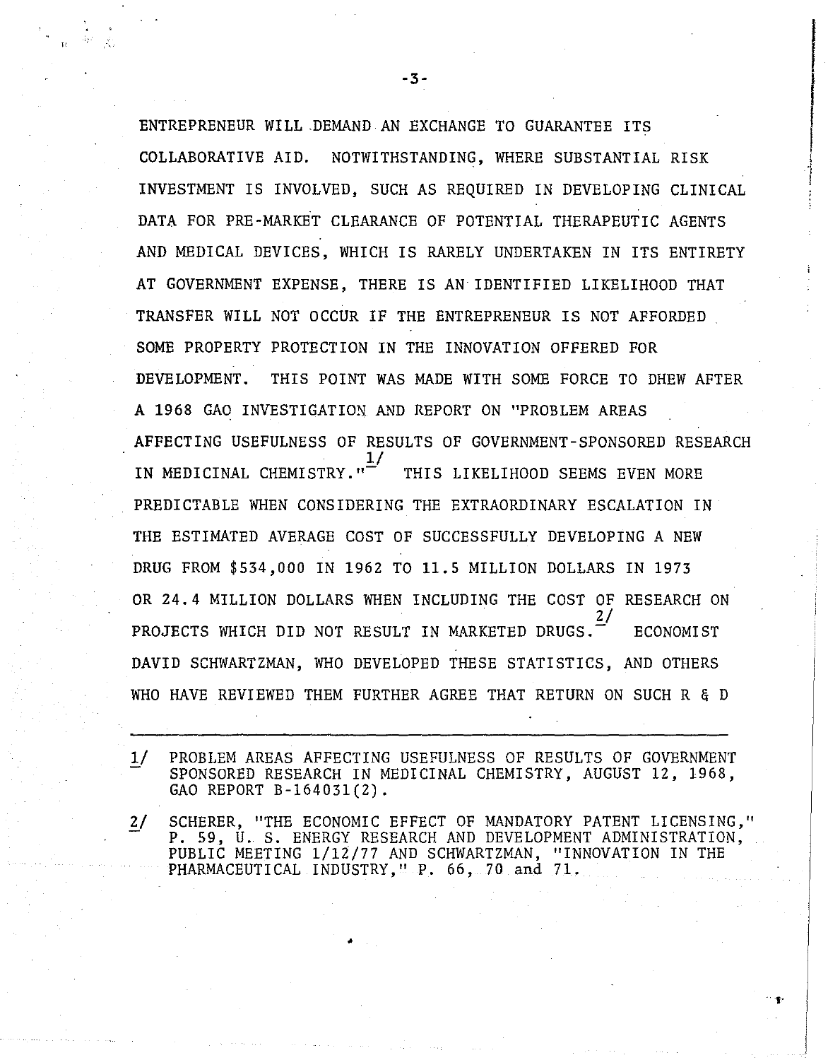ENTREPRENEUR WILL DEMAND AN EXCHANGE TO GUARANTEE ITS COLLABORATIVE AID. NOTWITHSTANDING, WHERE SUBSTANTIAL RISK INVESTMENT IS INVOLVED, SUCH AS REQUIRED IN DEVELOPING CLINICAL DATA FOR PRE-MARKET CLEARANCE OF POTENTIAL THERAPEUTIC AGENTS AND MEDICAL DEVICES, WHICH IS RARELY UNDERTAKEN IN ITS ENTIRETY AT GOVERNMENT EXPENSE, THERE IS AN IDENTIFIED LIKELIHOOD THAT TRANSFER WILL NOT OCCUR IF THE ENTREPRENEUR IS NOT AFFORDED SOME PROPERTY PROTECTION IN THE INNOVATION OFFERED FOR DEVELOPMENT. THIS POINT WAS MADE WITH SOME FORCE TO DHEW AFTER A 1968 GAO INVESTIGATION AND REPORT ON "PROBLEM AREAS AFFECTING USEFULNESS OF RESULTS OF GOVERNMENT-SPONSORED RESEARCH IN MEDICINAL CHEMISTRY."[1] THIS LIKELIHOOD SEEMS EVEN MORE PREDICTABLE WHEN CONSIDERING THE EXTRAORDINARY ESCALATION IN THE ESTIMATED AVERAGE COST OF SUCCESSFULLY DEVELOPING A NEW DRUG FROM $534,000 IN 1962 TO 11.5 MILLION DOLLARS IN 1973 OR 24.4 MILLION DOLLARS WHEN INCLUDING THE COST OF RESEARCH ON PROJECTS WHICH DID NOT RESULT IN MARKETED DRUGS.[2] ECONOMIST DAVID SCHWARTZMAN, WHO DEVELOPED THESE STATISTICS, AND OTHERS WHO HAVE REVIEWED THEM FURTHER AGREE THAT RETURN ON SUCH R & D

---

1/ PROBLEM AREAS AFFECTING USEFULNESS OF RESULTS OF GOVERNMENT SPONSORED RESEARCH IN MEDICINAL CHEMISTRY, AUGUST 12, 1968, GAO REPORT B-164031(2).

2/ SCHERER, "THE ECONOMIC EFFECT OF MANDATORY PATENT LICENSING," P. 59, U. S. ENERGY RESEARCH AND DEVELOPMENT ADMINISTRATION, PUBLIC MEETING 1/12/77 AND SCHWARTZMAN, "INNOVATION IN THE PHARMACEUTICAL INDUSTRY," P. 66, 70 and 71.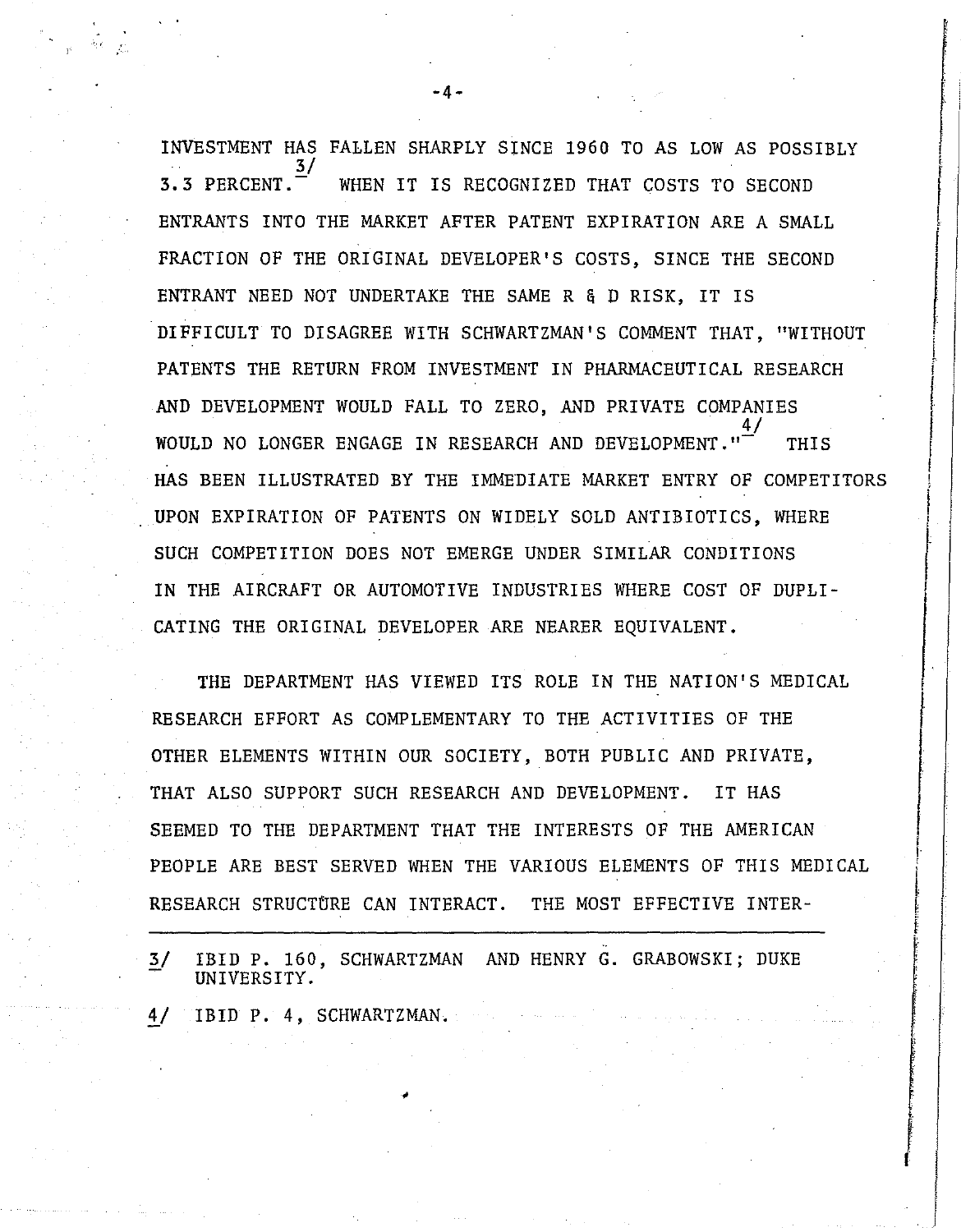INVESTMENT HAS FALLEN SHARPLY SINCE 1960 TO AS LOW AS POSSIBLY 3.3 PERCENT.[3/] WHEN IT IS RECOGNIZED THAT COSTS TO SECOND ENTRANTS INTO THE MARKET AFTER PATENT EXPIRATION ARE A SMALL FRACTION OF THE ORIGINAL DEVELOPER'S COSTS, SINCE THE SECOND ENTRANT NEED NOT UNDERTAKE THE SAME R & D RISK, IT IS DIFFICULT TO DISAGREE WITH SCHWARTZMAN'S COMMENT THAT, "WITHOUT PATENTS THE RETURN FROM INVESTMENT IN PHARMACEUTICAL RESEARCH AND DEVELOPMENT WOULD FALL TO ZERO, AND PRIVATE COMPANIES WOULD NO LONGER ENGAGE IN RESEARCH AND DEVELOPMENT."[4/] THIS HAS BEEN ILLUSTRATED BY THE IMMEDIATE MARKET ENTRY OF COMPETITORS UPON EXPIRATION OF PATENTS ON WIDELY SOLD ANTIBIOTICS, WHERE SUCH COMPETITION DOES NOT EMERGE UNDER SIMILAR CONDITIONS IN THE AIRCRAFT OR AUTOMOTIVE INDUSTRIES WHERE COST OF DUPLICATING THE ORIGINAL DEVELOPER ARE NEARER EQUIVALENT.

THE DEPARTMENT HAS VIEWED ITS ROLE IN THE NATION'S MEDICAL RESEARCH EFFORT AS COMPLEMENTARY TO THE ACTIVITIES OF THE OTHER ELEMENTS WITHIN OUR SOCIETY, BOTH PUBLIC AND PRIVATE, THAT ALSO SUPPORT SUCH RESEARCH AND DEVELOPMENT. IT HAS SEEMED TO THE DEPARTMENT THAT THE INTERESTS OF THE AMERICAN PEOPLE ARE BEST SERVED WHEN THE VARIOUS ELEMENTS OF THIS MEDICAL RESEARCH STRUCTURE CAN INTERACT. THE MOST EFFECTIVE INTER-

---

3/ IBID P. 160, SCHWARTZMAN AND HENRY G. GRABOWSKI; DUKE UNIVERSITY.

4/ IBID P. 4, SCHWARTZMAN.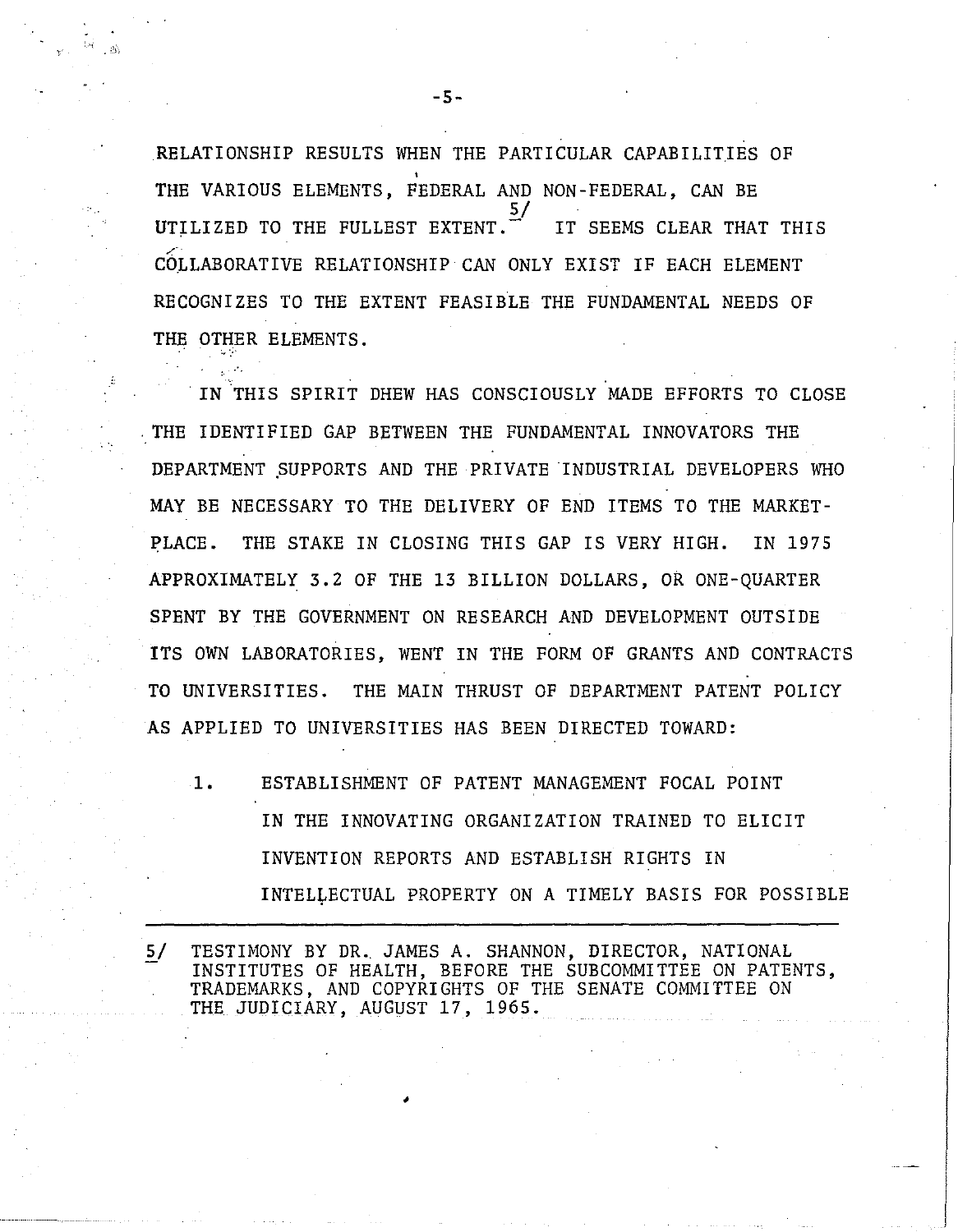RELATIONSHIP RESULTS WHEN THE PARTICULAR CAPABILITIES OF THE VARIOUS ELEMENTS, FEDERAL AND NON-FEDERAL, CAN BE UTILIZED TO THE FULLEST EXTENT.[5/] IT SEEMS CLEAR THAT THIS COLLABORATIVE RELATIONSHIP CAN ONLY EXIST IF EACH ELEMENT RECOGNIZES TO THE EXTENT FEASIBLE THE FUNDAMENTAL NEEDS OF THE OTHER ELEMENTS.

IN THIS SPIRIT DHEW HAS CONSCIOUSLY MADE EFFORTS TO CLOSE THE IDENTIFIED GAP BETWEEN THE FUNDAMENTAL INNOVATORS THE DEPARTMENT SUPPORTS AND THE PRIVATE INDUSTRIAL DEVELOPERS WHO MAY BE NECESSARY TO THE DELIVERY OF END ITEMS TO THE MARKETPLACE. THE STAKE IN CLOSING THIS GAP IS VERY HIGH. IN 1975 APPROXIMATELY 3.2 OF THE 13 BILLION DOLLARS, OR ONE-QUARTER SPENT BY THE GOVERNMENT ON RESEARCH AND DEVELOPMENT OUTSIDE ITS OWN LABORATORIES, WENT IN THE FORM OF GRANTS AND CONTRACTS TO UNIVERSITIES. THE MAIN THRUST OF DEPARTMENT PATENT POLICY AS APPLIED TO UNIVERSITIES HAS BEEN DIRECTED TOWARD:

1. ESTABLISHMENT OF PATENT MANAGEMENT FOCAL POINT IN THE INNOVATING ORGANIZATION TRAINED TO ELICIT INVENTION REPORTS AND ESTABLISH RIGHTS IN INTELLECTUAL PROPERTY ON A TIMELY BASIS FOR POSSIBLE

---

5/ TESTIMONY BY DR. JAMES A. SHANNON, DIRECTOR, NATIONAL INSTITUTES OF HEALTH, BEFORE THE SUBCOMMITTEE ON PATENTS, TRADEMARKS, AND COPYRIGHTS OF THE SENATE COMMITTEE ON THE JUDICIARY, AUGUST 17, 1965.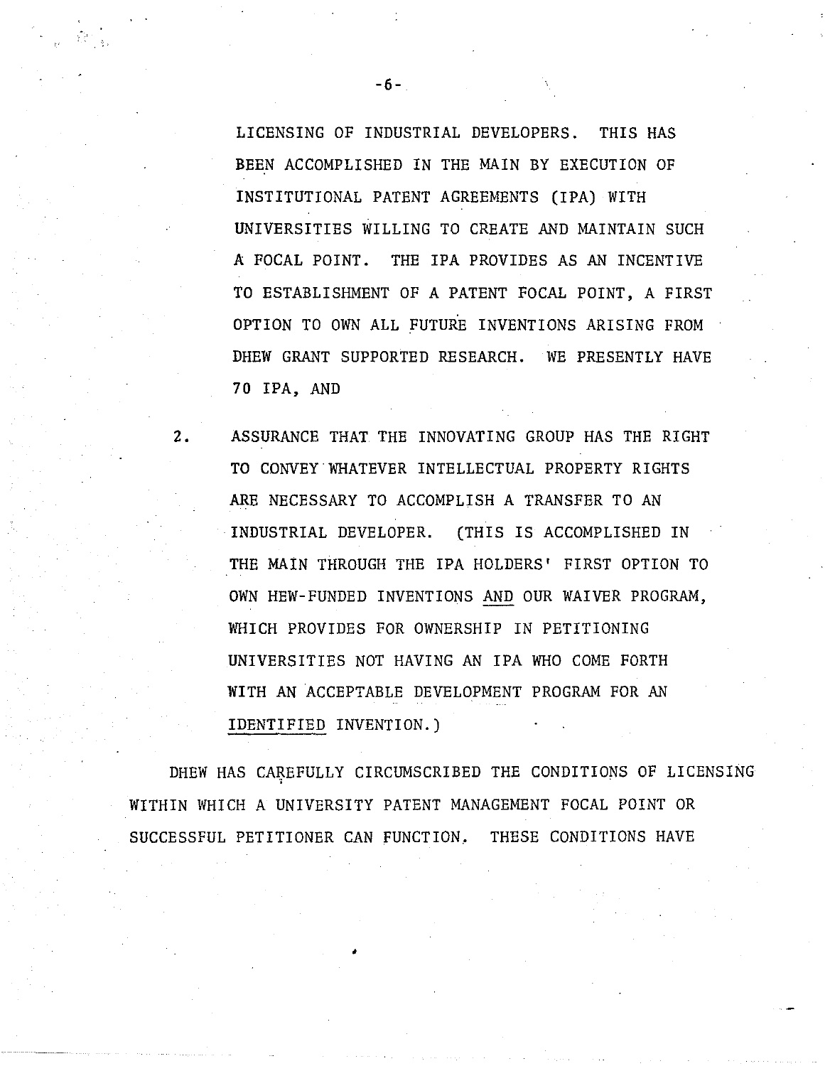LICENSING OF INDUSTRIAL DEVELOPERS. THIS HAS BEEN ACCOMPLISHED IN THE MAIN BY EXECUTION OF INSTITUTIONAL PATENT AGREEMENTS (IPA) WITH UNIVERSITIES WILLING TO CREATE AND MAINTAIN SUCH A FOCAL POINT. THE IPA PROVIDES AS AN INCENTIVE TO ESTABLISHMENT OF A PATENT FOCAL POINT, A FIRST OPTION TO OWN ALL FUTURE INVENTIONS ARISING FROM DHEW GRANT SUPPORTED RESEARCH. WE PRESENTLY HAVE 70 IPA, AND

2. ASSURANCE THAT THE INNOVATING GROUP HAS THE RIGHT TO CONVEY WHATEVER INTELLECTUAL PROPERTY RIGHTS ARE NECESSARY TO ACCOMPLISH A TRANSFER TO AN INDUSTRIAL DEVELOPER. (THIS IS ACCOMPLISHED IN THE MAIN THROUGH THE IPA HOLDERS' FIRST OPTION TO OWN HEW-FUNDED INVENTIONS <u>AND</u> OUR WAIVER PROGRAM, WHICH PROVIDES FOR OWNERSHIP IN PETITIONING UNIVERSITIES NOT HAVING AN IPA WHO COME FORTH WITH AN ACCEPTABLE DEVELOPMENT PROGRAM FOR AN <u>IDENTIFIED</u> INVENTION.)

DHEW HAS CAREFULLY CIRCUMSCRIBED THE CONDITIONS OF LICENSING WITHIN WHICH A UNIVERSITY PATENT MANAGEMENT FOCAL POINT OR SUCCESSFUL PETITIONER CAN FUNCTION. THESE CONDITIONS HAVE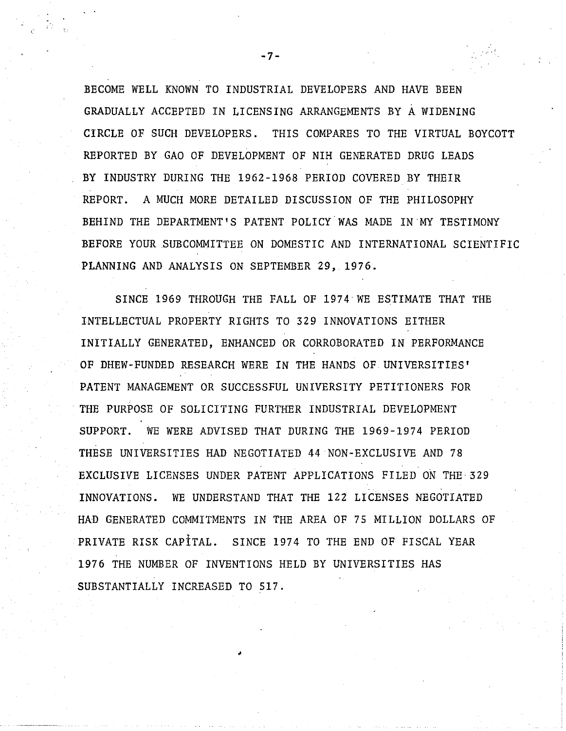BECOME WELL KNOWN TO INDUSTRIAL DEVELOPERS AND HAVE BEEN GRADUALLY ACCEPTED IN LICENSING ARRANGEMENTS BY A WIDENING CIRCLE OF SUCH DEVELOPERS. THIS COMPARES TO THE VIRTUAL BOYCOTT REPORTED BY GAO OF DEVELOPMENT OF NIH GENERATED DRUG LEADS BY INDUSTRY DURING THE 1962-1968 PERIOD COVERED BY THEIR REPORT. A MUCH MORE DETAILED DISCUSSION OF THE PHILOSOPHY BEHIND THE DEPARTMENT'S PATENT POLICY WAS MADE IN MY TESTIMONY BEFORE YOUR SUBCOMMITTEE ON DOMESTIC AND INTERNATIONAL SCIENTIFIC PLANNING AND ANALYSIS ON SEPTEMBER 29, 1976.

SINCE 1969 THROUGH THE FALL OF 1974 WE ESTIMATE THAT THE INTELLECTUAL PROPERTY RIGHTS TO 329 INNOVATIONS EITHER INITIALLY GENERATED, ENHANCED OR CORROBORATED IN PERFORMANCE OF DHEW-FUNDED RESEARCH WERE IN THE HANDS OF UNIVERSITIES' PATENT MANAGEMENT OR SUCCESSFUL UNIVERSITY PETITIONERS FOR THE PURPOSE OF SOLICITING FURTHER INDUSTRIAL DEVELOPMENT SUPPORT. WE WERE ADVISED THAT DURING THE 1969-1974 PERIOD THESE UNIVERSITIES HAD NEGOTIATED 44 NON-EXCLUSIVE AND 78 EXCLUSIVE LICENSES UNDER PATENT APPLICATIONS FILED ON THE 329 INNOVATIONS. WE UNDERSTAND THAT THE 122 LICENSES NEGOTIATED HAD GENERATED COMMITMENTS IN THE AREA OF 75 MILLION DOLLARS OF PRIVATE RISK CAPITAL. SINCE 1974 TO THE END OF FISCAL YEAR 1976 THE NUMBER OF INVENTIONS HELD BY UNIVERSITIES HAS SUBSTANTIALLY INCREASED TO 517.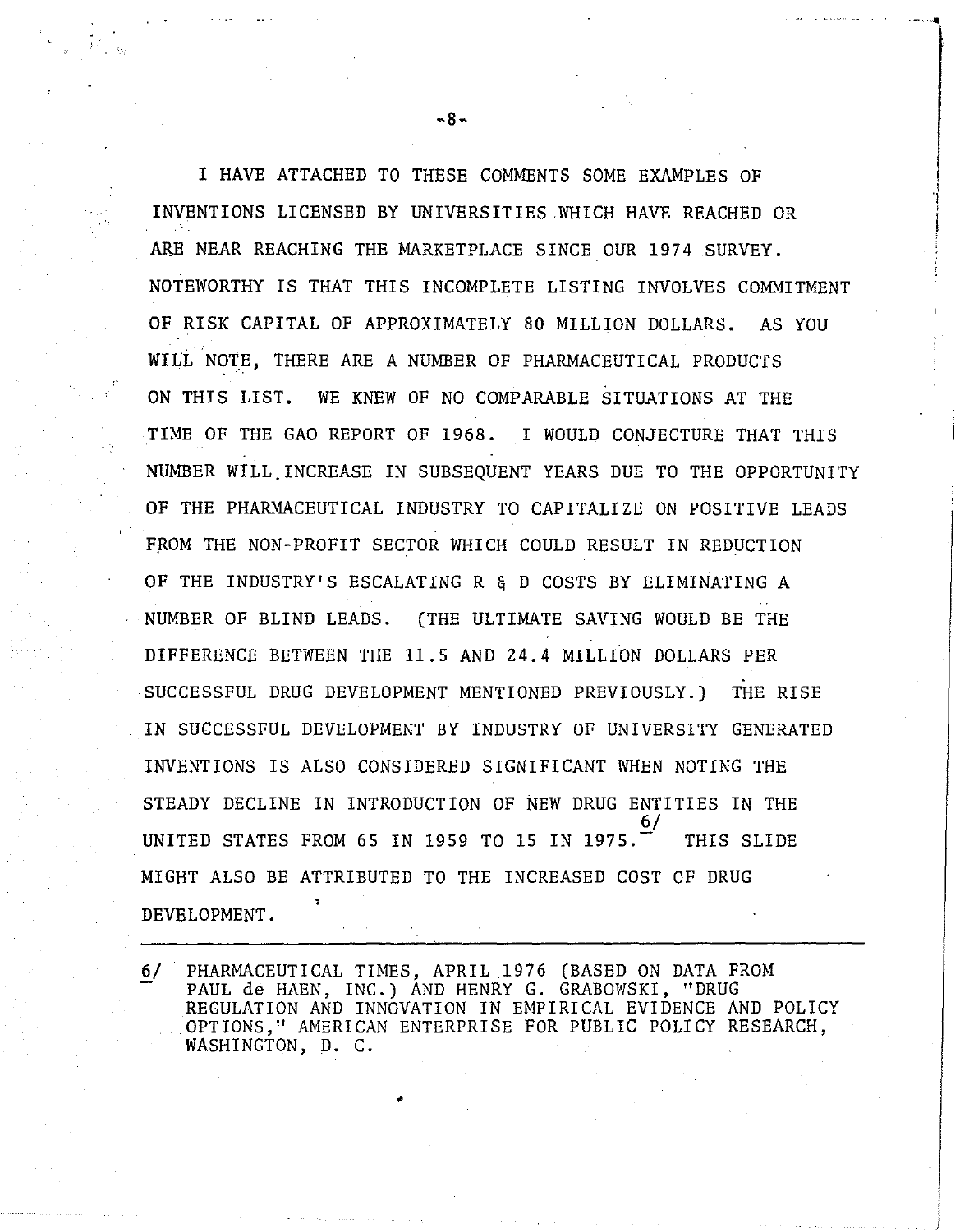I HAVE ATTACHED TO THESE COMMENTS SOME EXAMPLES OF INVENTIONS LICENSED BY UNIVERSITIES WHICH HAVE REACHED OR ARE NEAR REACHING THE MARKETPLACE SINCE OUR 1974 SURVEY. NOTEWORTHY IS THAT THIS INCOMPLETE LISTING INVOLVES COMMITMENT OF RISK CAPITAL OF APPROXIMATELY 80 MILLION DOLLARS. AS YOU WILL NOTE, THERE ARE A NUMBER OF PHARMACEUTICAL PRODUCTS ON THIS LIST. WE KNEW OF NO COMPARABLE SITUATIONS AT THE TIME OF THE GAO REPORT OF 1968. I WOULD CONJECTURE THAT THIS NUMBER WILL INCREASE IN SUBSEQUENT YEARS DUE TO THE OPPORTUNITY OF THE PHARMACEUTICAL INDUSTRY TO CAPITALIZE ON POSITIVE LEADS FROM THE NON-PROFIT SECTOR WHICH COULD RESULT IN REDUCTION OF THE INDUSTRY'S ESCALATING R & D COSTS BY ELIMINATING A NUMBER OF BLIND LEADS. (THE ULTIMATE SAVING WOULD BE THE DIFFERENCE BETWEEN THE 11.5 AND 24.4 MILLION DOLLARS PER SUCCESSFUL DRUG DEVELOPMENT MENTIONED PREVIOUSLY.) THE RISE IN SUCCESSFUL DEVELOPMENT BY INDUSTRY OF UNIVERSITY GENERATED INVENTIONS IS ALSO CONSIDERED SIGNIFICANT WHEN NOTING THE STEADY DECLINE IN INTRODUCTION OF NEW DRUG ENTITIES IN THE UNITED STATES FROM 65 IN 1959 TO 15 IN 1975.[6/] THIS SLIDE MIGHT ALSO BE ATTRIBUTED TO THE INCREASED COST OF DRUG DEVELOPMENT.

---

6/ PHARMACEUTICAL TIMES, APRIL 1976 (BASED ON DATA FROM PAUL de HAEN, INC.) AND HENRY G. GRABOWSKI, "DRUG REGULATION AND INNOVATION IN EMPIRICAL EVIDENCE AND POLICY OPTIONS," AMERICAN ENTERPRISE FOR PUBLIC POLICY RESEARCH, WASHINGTON, D. C.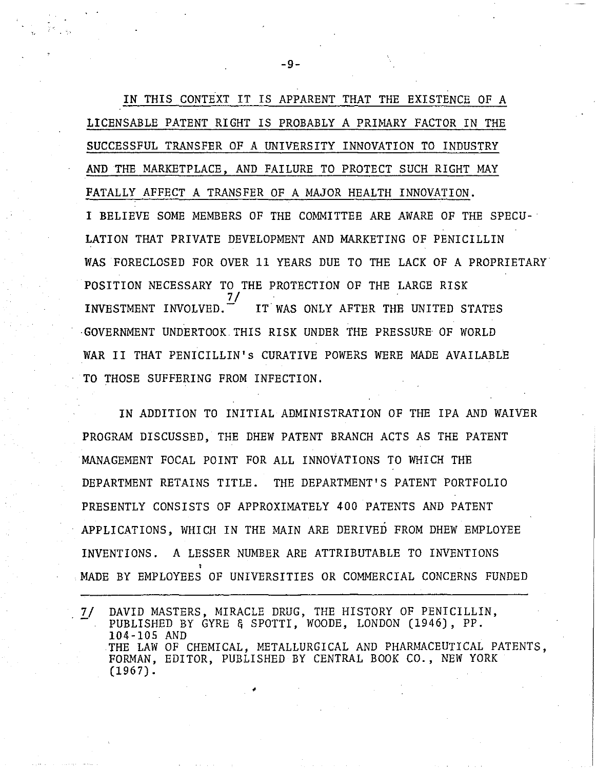<u>IN THIS CONTEXT IT IS APPARENT THAT THE EXISTENCE OF A LICENSABLE PATENT RIGHT IS PROBABLY A PRIMARY FACTOR IN THE SUCCESSFUL TRANSFER OF A UNIVERSITY INNOVATION TO INDUSTRY AND THE MARKETPLACE, AND FAILURE TO PROTECT SUCH RIGHT MAY FATALLY AFFECT A TRANSFER OF A MAJOR HEALTH INNOVATION.</u> I BELIEVE SOME MEMBERS OF THE COMMITTEE ARE AWARE OF THE SPECULATION THAT PRIVATE DEVELOPMENT AND MARKETING OF PENICILLIN WAS FORECLOSED FOR OVER 11 YEARS DUE TO THE LACK OF A PROPRIETARY POSITION NECESSARY TO THE PROTECTION OF THE LARGE RISK INVESTMENT INVOLVED.[7/] IT WAS ONLY AFTER THE UNITED STATES GOVERNMENT UNDERTOOK THIS RISK UNDER THE PRESSURE OF WORLD WAR II THAT PENICILLIN's CURATIVE POWERS WERE MADE AVAILABLE TO THOSE SUFFERING FROM INFECTION.

IN ADDITION TO INITIAL ADMINISTRATION OF THE IPA AND WAIVER PROGRAM DISCUSSED, THE DHEW PATENT BRANCH ACTS AS THE PATENT MANAGEMENT FOCAL POINT FOR ALL INNOVATIONS TO WHICH THE DEPARTMENT RETAINS TITLE. THE DEPARTMENT'S PATENT PORTFOLIO PRESENTLY CONSISTS OF APPROXIMATELY 400 PATENTS AND PATENT APPLICATIONS, WHICH IN THE MAIN ARE DERIVED FROM DHEW EMPLOYEE INVENTIONS. A LESSER NUMBER ARE ATTRIBUTABLE TO INVENTIONS MADE BY EMPLOYEES OF UNIVERSITIES OR COMMERCIAL CONCERNS FUNDED

---

7/ DAVID MASTERS, MIRACLE DRUG, THE HISTORY OF PENICILLIN, PUBLISHED BY GYRE & SPOTTI, WOODE, LONDON (1946), PP. 104-105 AND
THE LAW OF CHEMICAL, METALLURGICAL AND PHARMACEUTICAL PATENTS, FORMAN, EDITOR, PUBLISHED BY CENTRAL BOOK CO., NEW YORK (1967).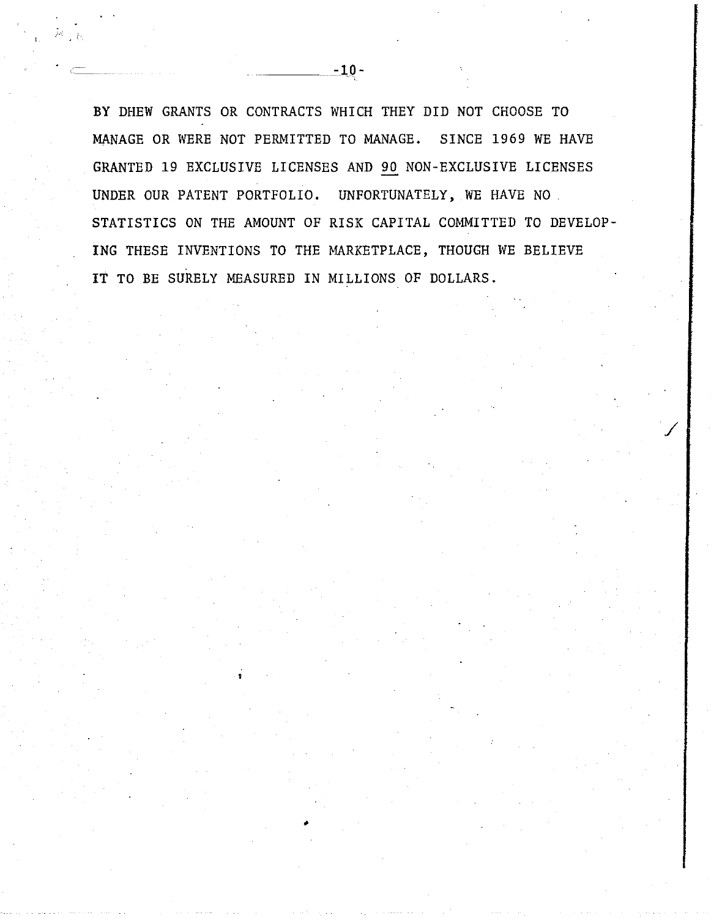BY DHEW GRANTS OR CONTRACTS WHICH THEY DID NOT CHOOSE TO MANAGE OR WERE NOT PERMITTED TO MANAGE. SINCE 1969 WE HAVE GRANTED 19 EXCLUSIVE LICENSES AND 90 NON-EXCLUSIVE LICENSES UNDER OUR PATENT PORTFOLIO. UNFORTUNATELY, WE HAVE NO STATISTICS ON THE AMOUNT OF RISK CAPITAL COMMITTED TO DEVELOPING THESE INVENTIONS TO THE MARKETPLACE, THOUGH WE BELIEVE IT TO BE SURELY MEASURED IN MILLIONS OF DOLLARS.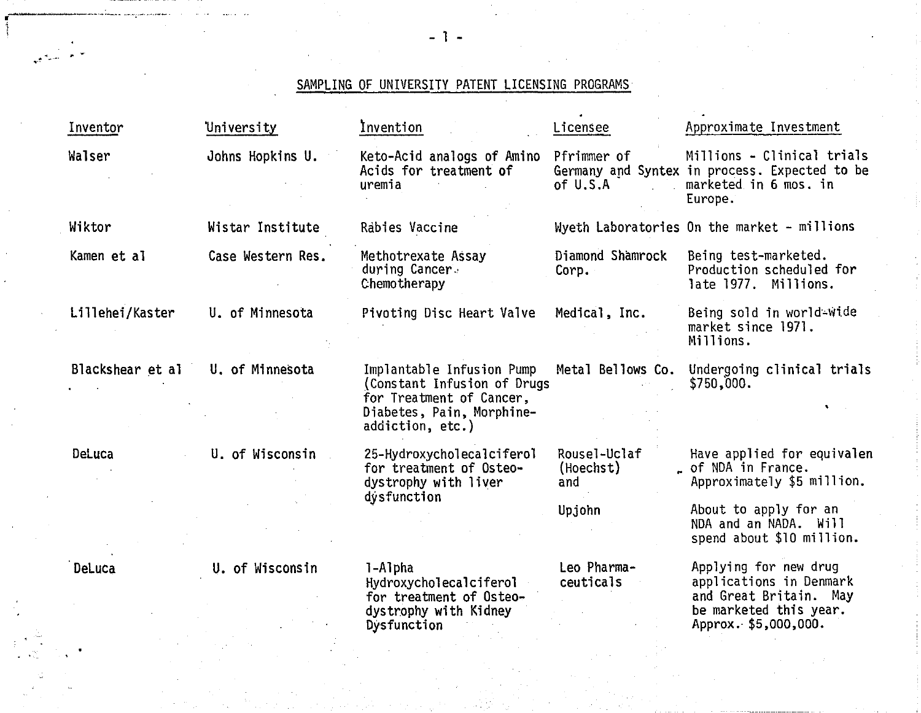## SAMPLING OF UNIVERSITY PATENT LICENSING PROGRAMS

| Inventor | University | Invention | Licensee | Approximate Investment |
|---|---|---|---|---|
| Walser | Johns Hopkins U. | Keto-Acid analogs of Amino Acids for treatment of uremia | Pfrimmer of Germany and Syntex of U.S.A | Millions - Clinical trials in process. Expected to be marketed in 6 mos. in Europe. |
| Wiktor | Wistar Institute | Rabies Vaccine | Wyeth Laboratories | On the market - millions |
| Kamen et al | Case Western Res. | Methotrexate Assay during Cancer Chemotherapy | Diamond Shamrock Corp. | Being test-marketed. Production scheduled for late 1977. Millions. |
| Lillehei/Kaster | U. of Minnesota | Pivoting Disc Heart Valve | Medical, Inc. | Being sold in world-wide market since 1971. Millions. |
| Blackshear et al | U. of Minnesota | Implantable Infusion Pump (Constant Infusion of Drugs for Treatment of Cancer, Diabetes, Pain, Morphine-addiction, etc.) | Metal Bellows Co. | Undergoing clinical trials $750,000. |
| DeLuca | U. of Wisconsin | 25-Hydroxycholecalciferol for treatment of Osteodystrophy with liver dysfunction | Rousel-Uclaf (Hoechst) and | Have applied for equivalen of NDA in France. Approximately $5 million. |
| | | | Upjohn | About to apply for an NDA and an NADA. Will spend about $10 million. |
| DeLuca | U. of Wisconsin | 1-Alpha Hydroxycholecalciferol for treatment of Osteodystrophy with Kidney Dysfunction | Leo Pharmaceuticals | Applying for new drug applications in Denmark and Great Britain. May be marketed this year. Approx. $5,000,000. |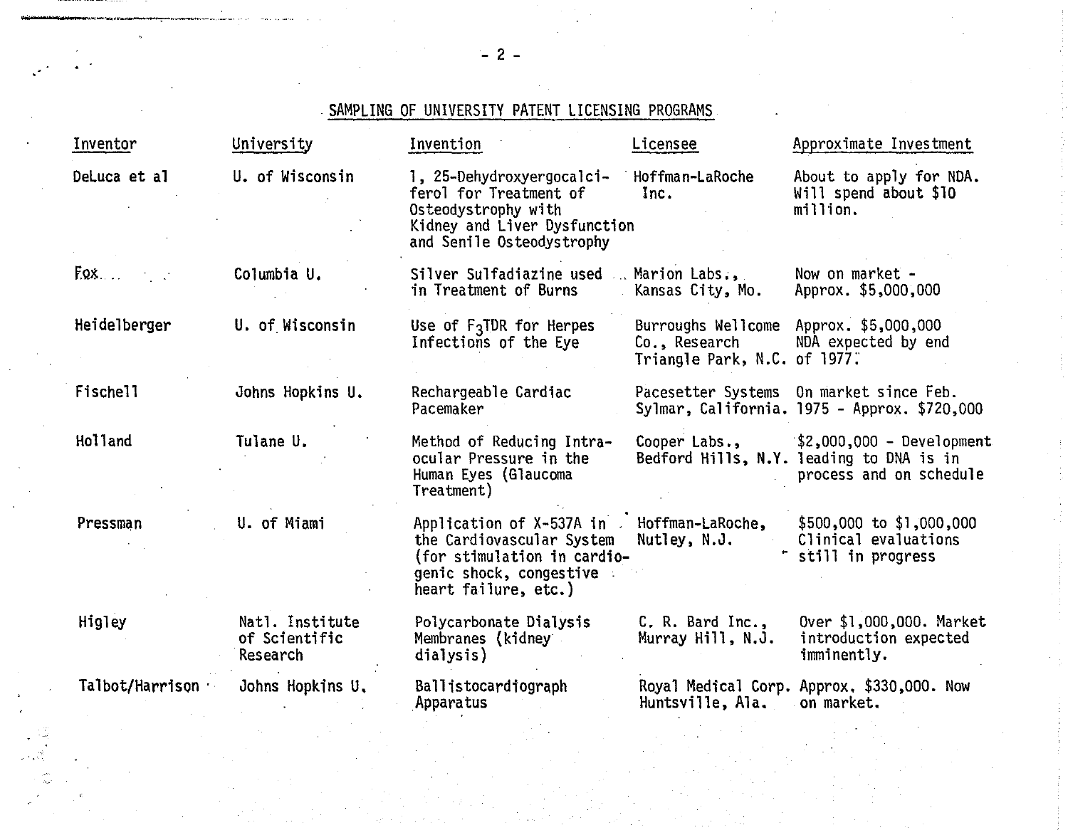## SAMPLING OF UNIVERSITY PATENT LICENSING PROGRAMS

| Inventor | University | Invention | Licensee | Approximate Investment |
|---|---|---|---|---|
| DeLuca et al | U. of Wisconsin | 1, 25-Dehydroxyergocalciferol for Treatment of Osteodystrophy with Kidney and Liver Dysfunction and Senile Osteodystrophy | Hoffman-LaRoche Inc. | About to apply for NDA. Will spend about $10 million. |
| Fox | Columbia U. | Silver Sulfadiazine used in Treatment of Burns | Marion Labs., Kansas City, Mo. | Now on market - Approx. $5,000,000 |
| Heidelberger | U. of Wisconsin | Use of $F_3$TDR for Herpes Infections of the Eye | Burroughs Wellcome Co., Research Triangle Park, N.C. | Approx. $5,000,000 NDA expected by end of 1977. |
| Fischell | Johns Hopkins U. | Rechargeable Cardiac Pacemaker | Pacesetter Systems Sylmar, California. | On market since Feb. 1975 - Approx. $720,000 |
| Holland | Tulane U. | Method of Reducing Intraocular Pressure in the Human Eyes (Glaucoma Treatment) | Cooper Labs., Bedford Hills, N.Y. | $2,000,000 - Development leading to DNA is in process and on schedule |
| Pressman | U. of Miami | Application of X-537A in the Cardiovascular System (for stimulation in cardiogenic shock, congestive heart failure, etc.) | Hoffman-LaRoche, Nutley, N.J. | $500,000 to $1,000,000 Clinical evaluations still in progress |
| Higley | Natl. Institute of Scientific Research | Polycarbonate Dialysis Membranes (kidney dialysis) | C. R. Bard Inc., Murray Hill, N.J. | Over $1,000,000. Market introduction expected imminently. |
| Talbot/Harrison | Johns Hopkins U. | Ballistocardiograph Apparatus | Royal Medical Corp. Huntsville, Ala. | Approx. $330,000. Now on market. |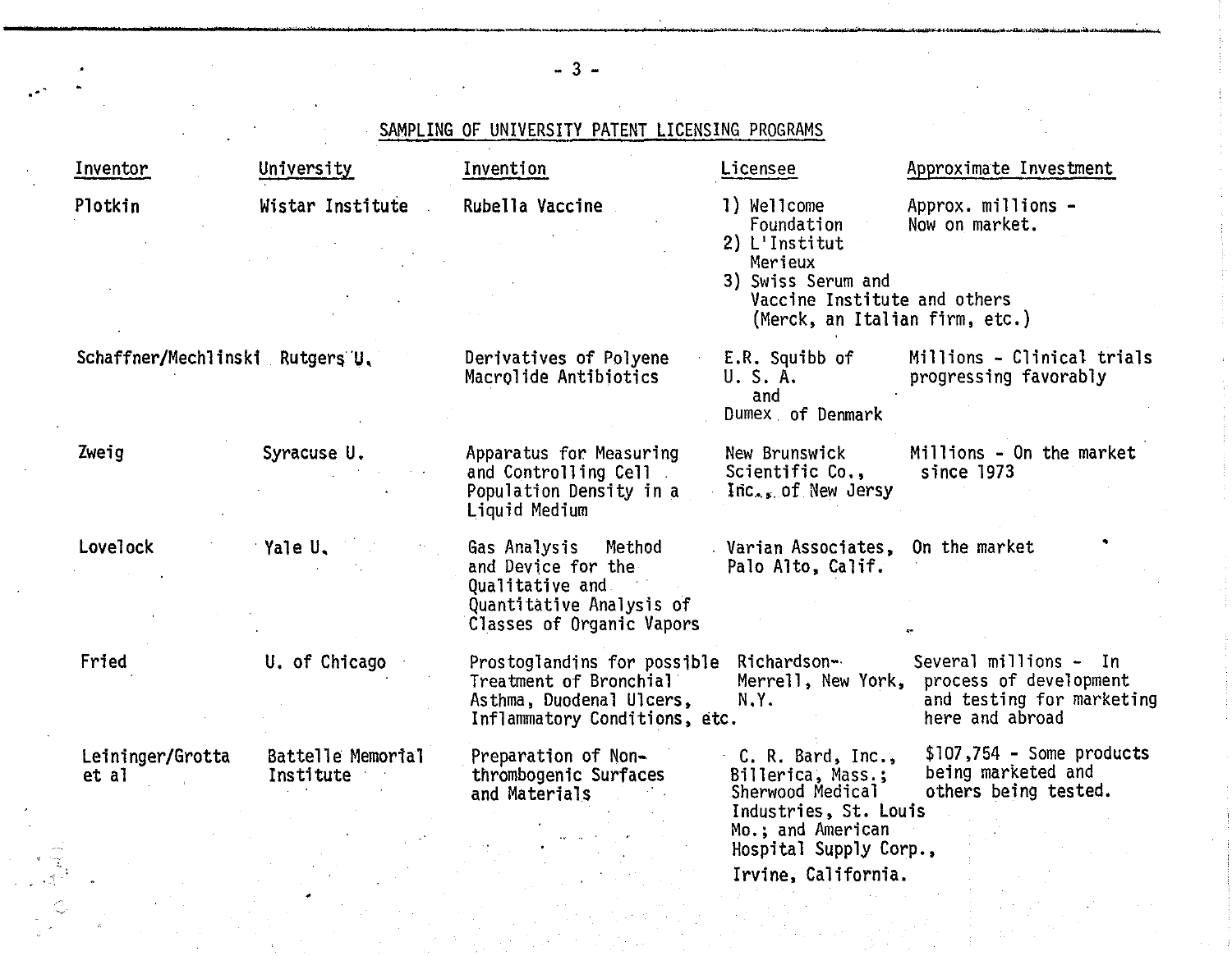## SAMPLING OF UNIVERSITY PATENT LICENSING PROGRAMS

| Inventor | University | Invention | Licensee | Approximate Investment |
|---|---|---|---|---|
| Plotkin | Wistar Institute | Rubella Vaccine | 1) Wellcome Foundation 2) L'Institut Merieux 3) Swiss Serum and Vaccine Institute and others (Merck, an Italian firm, etc.) | Approx. millions - Now on market. |
| Schaffner/Mechlinski | Rutgers U. | Derivatives of Polyene Macrolide Antibiotics | E.R. Squibb of U. S. A. and Dumex of Denmark | Millions - Clinical trials progressing favorably |
| Zweig | Syracuse U. | Apparatus for Measuring and Controlling Cell Population Density in a Liquid Medium | New Brunswick Scientific Co., Inc., of New Jersey | Millions - On the market since 1973 |
| Lovelock | Yale U. | Gas Analysis Method and Device for the Qualitative and Quantitative Analysis of Classes of Organic Vapors | Varian Associates, Palo Alto, Calif. | On the market |
| Fried | U. of Chicago | Prostoglandins for possible Treatment of Bronchial Asthma, Duodenal Ulcers, Inflammatory Conditions, etc. | Richardson-Merrell, New York, N.Y. | Several millions - In process of development and testing for marketing here and abroad |
| Leininger/Grotta et al | Battelle Memorial Institute | Preparation of Non-thrombogenic Surfaces and Materials | C. R. Bard, Inc., Billerica, Mass.; Sherwood Medical Industries, St. Louis Mo.; and American Hospital Supply Corp., Irvine, California. | $107,754 - Some products being marketed and others being tested. |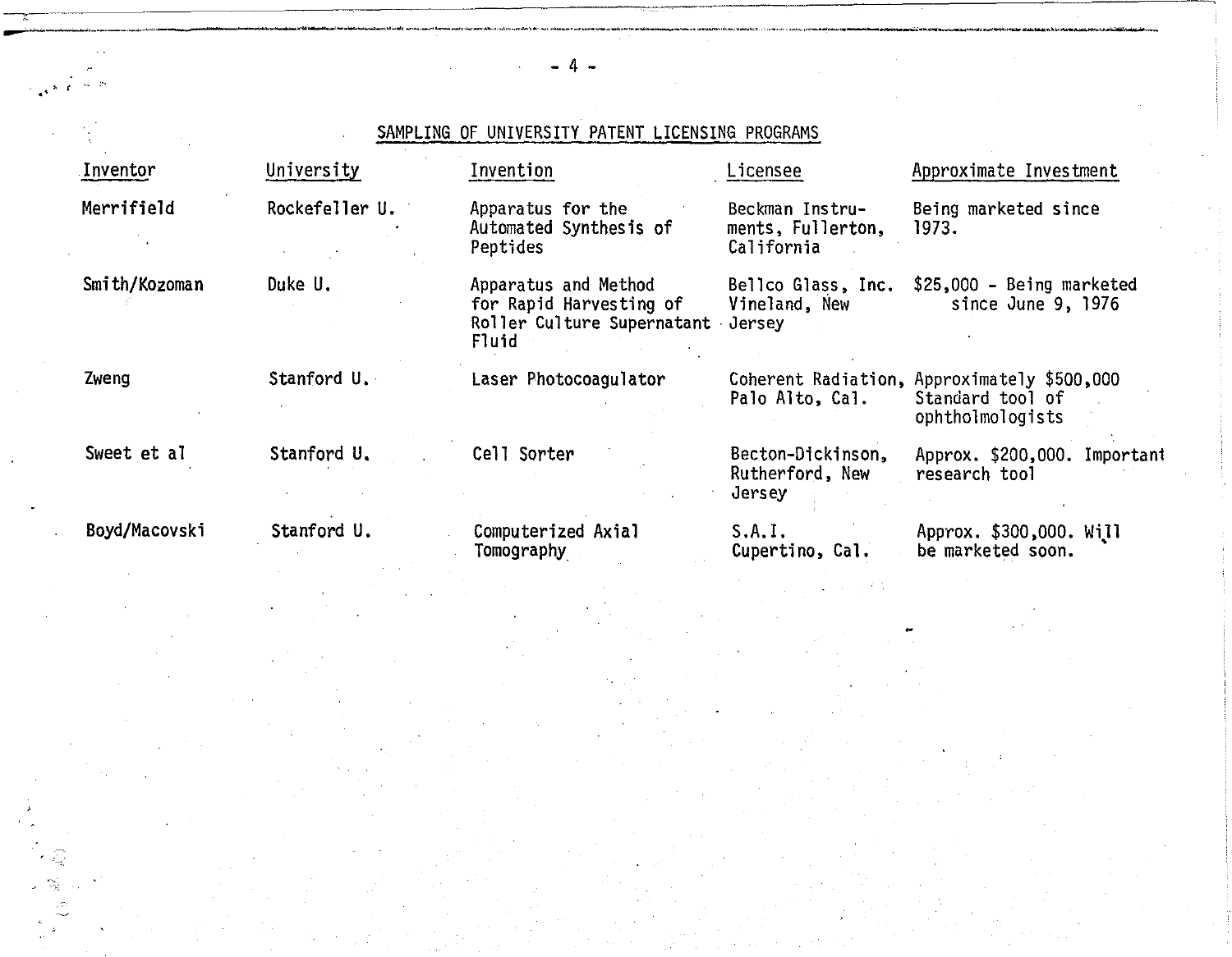## SAMPLING OF UNIVERSITY PATENT LICENSING PROGRAMS

| Inventor | University | Invention | Licensee | Approximate Investment |
|---|---|---|---|---|
| Merrifield | Rockefeller U. | Apparatus for the Automated Synthesis of Peptides | Beckman Instruments, Fullerton, California | Being marketed since 1973. |
| Smith/Kozoman | Duke U. | Apparatus and Method for Rapid Harvesting of Roller Culture Supernatant Fluid | Bellco Glass, Inc. Vineland, New Jersey | $25,000 - Being marketed since June 9, 1976 |
| Zweng | Stanford U. | Laser Photocoagulator | Coherent Radiation, Palo Alto, Cal. | Approximately $500,000 Standard tool of ophtholmologists |
| Sweet et al | Stanford U. | Cell Sorter | Becton-Dickinson, Rutherford, New Jersey | Approx. $200,000. Important research tool |
| Boyd/Macovski | Stanford U. | Computerized Axial Tomography | S.A.I. Cupertino, Cal. | Approx. $300,000. Will be marketed soon. |